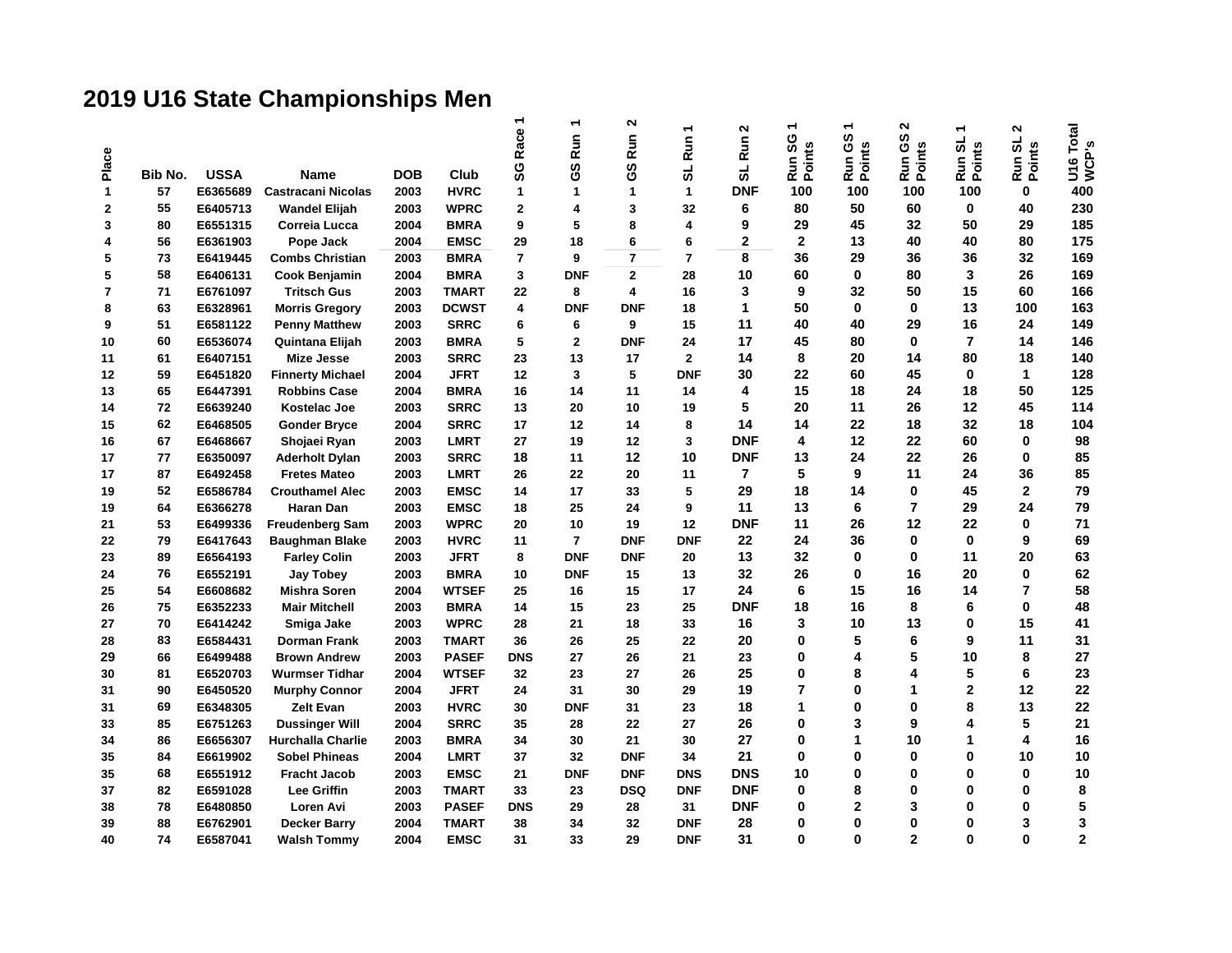# 2019 U16 State Championships Men

| Place | Bib No. | USSA | Name | DOB | Club | SG Race 1 | GS Run 1 | GS Run 2 | SL Run 1 | SL Run 2 | Run SG 1 Points | Run GS 1 Points | Run GS 2 Points | Run SL 1 Points | Run SL 2 Points | U16 Total WCP's |
|---|---|---|---|---|---|---|---|---|---|---|---|---|---|---|---|---|
| 1 | 57 | E6365689 | Castracani Nicolas | 2003 | HVRC | 1 | 1 | 1 | 1 | DNF | 100 | 100 | 100 | 100 | 0 | 400 |
| 2 | 55 | E6405713 | Wandel Elijah | 2003 | WPRC | 2 | 4 | 3 | 32 | 6 | 80 | 50 | 60 | 0 | 40 | 230 |
| 3 | 80 | E6551315 | Correia Lucca | 2004 | BMRA | 9 | 5 | 8 | 4 | 9 | 29 | 45 | 32 | 50 | 29 | 185 |
| 4 | 56 | E6361903 | Pope Jack | 2004 | EMSC | 29 | 18 | 6 | 6 | 2 | 2 | 13 | 40 | 40 | 80 | 175 |
| 5 | 73 | E6419445 | Combs Christian | 2003 | BMRA | 7 | 9 | 7 | 7 | 8 | 36 | 29 | 36 | 36 | 32 | 169 |
| 5 | 58 | E6406131 | Cook Benjamin | 2004 | BMRA | 3 | DNF | 2 | 28 | 10 | 60 | 0 | 80 | 3 | 26 | 169 |
| 7 | 71 | E6761097 | Tritsch Gus | 2003 | TMART | 22 | 8 | 4 | 16 | 3 | 9 | 32 | 50 | 15 | 60 | 166 |
| 8 | 63 | E6328961 | Morris Gregory | 2003 | DCWST | 4 | DNF | DNF | 18 | 1 | 50 | 0 | 0 | 13 | 100 | 163 |
| 9 | 51 | E6581122 | Penny Matthew | 2003 | SRRC | 6 | 6 | 9 | 15 | 11 | 40 | 40 | 29 | 16 | 24 | 149 |
| 10 | 60 | E6536074 | Quintana Elijah | 2003 | BMRA | 5 | 2 | DNF | 24 | 17 | 45 | 80 | 0 | 7 | 14 | 146 |
| 11 | 61 | E6407151 | Mize Jesse | 2003 | SRRC | 23 | 13 | 17 | 2 | 14 | 8 | 20 | 14 | 80 | 18 | 140 |
| 12 | 59 | E6451820 | Finnerty Michael | 2004 | JFRT | 12 | 3 | 5 | DNF | 30 | 22 | 60 | 45 | 0 | 1 | 128 |
| 13 | 65 | E6447391 | Robbins Case | 2004 | BMRA | 16 | 14 | 11 | 14 | 4 | 15 | 18 | 24 | 18 | 50 | 125 |
| 14 | 72 | E6639240 | Kostelac Joe | 2003 | SRRC | 13 | 20 | 10 | 19 | 5 | 20 | 11 | 26 | 12 | 45 | 114 |
| 15 | 62 | E6468505 | Gonder Bryce | 2004 | SRRC | 17 | 12 | 14 | 8 | 14 | 14 | 22 | 18 | 32 | 18 | 104 |
| 16 | 67 | E6468667 | Shojaei Ryan | 2003 | LMRT | 27 | 19 | 12 | 3 | DNF | 4 | 12 | 22 | 60 | 0 | 98 |
| 17 | 77 | E6350097 | Aderholt Dylan | 2003 | SRRC | 18 | 11 | 12 | 10 | DNF | 13 | 24 | 22 | 26 | 0 | 85 |
| 17 | 87 | E6492458 | Fretes Mateo | 2003 | LMRT | 26 | 22 | 20 | 11 | 7 | 5 | 9 | 11 | 24 | 36 | 85 |
| 19 | 52 | E6586784 | Crouthamel Alec | 2003 | EMSC | 14 | 17 | 33 | 5 | 29 | 18 | 14 | 0 | 45 | 2 | 79 |
| 19 | 64 | E6366278 | Haran Dan | 2003 | EMSC | 18 | 25 | 24 | 9 | 11 | 13 | 6 | 7 | 29 | 24 | 79 |
| 21 | 53 | E6499336 | Freudenberg Sam | 2003 | WPRC | 20 | 10 | 19 | 12 | DNF | 11 | 26 | 12 | 22 | 0 | 71 |
| 22 | 79 | E6417643 | Baughman Blake | 2003 | HVRC | 11 | 7 | DNF | DNF | 22 | 24 | 36 | 0 | 0 | 9 | 69 |
| 23 | 89 | E6564193 | Farley Colin | 2003 | JFRT | 8 | DNF | DNF | 20 | 13 | 32 | 0 | 0 | 11 | 20 | 63 |
| 24 | 76 | E6552191 | Jay Tobey | 2003 | BMRA | 10 | DNF | 15 | 13 | 32 | 26 | 0 | 16 | 20 | 0 | 62 |
| 25 | 54 | E6608682 | Mishra Soren | 2004 | WTSEF | 25 | 16 | 15 | 17 | 24 | 6 | 15 | 16 | 14 | 7 | 58 |
| 26 | 75 | E6352233 | Mair Mitchell | 2003 | BMRA | 14 | 15 | 23 | 25 | DNF | 18 | 16 | 8 | 6 | 0 | 48 |
| 27 | 70 | E6414242 | Smiga Jake | 2003 | WPRC | 28 | 21 | 18 | 33 | 16 | 3 | 10 | 13 | 0 | 15 | 41 |
| 28 | 83 | E6584431 | Dorman Frank | 2003 | TMART | 36 | 26 | 25 | 22 | 20 | 0 | 5 | 6 | 9 | 11 | 31 |
| 29 | 66 | E6499488 | Brown Andrew | 2003 | PASEF | DNS | 27 | 26 | 21 | 23 | 0 | 4 | 5 | 10 | 8 | 27 |
| 30 | 81 | E6520703 | Wurmser Tidhar | 2004 | WTSEF | 32 | 23 | 27 | 26 | 25 | 0 | 8 | 4 | 5 | 6 | 23 |
| 31 | 90 | E6450520 | Murphy Connor | 2004 | JFRT | 24 | 31 | 30 | 29 | 19 | 7 | 0 | 1 | 2 | 12 | 22 |
| 31 | 69 | E6348305 | Zelt Evan | 2003 | HVRC | 30 | DNF | 31 | 23 | 18 | 1 | 0 | 0 | 8 | 13 | 22 |
| 33 | 85 | E6751263 | Dussinger Will | 2004 | SRRC | 35 | 28 | 22 | 27 | 26 | 0 | 3 | 9 | 4 | 5 | 21 |
| 34 | 86 | E6656307 | Hurchalla Charlie | 2003 | BMRA | 34 | 30 | 21 | 30 | 27 | 0 | 1 | 10 | 1 | 4 | 16 |
| 35 | 84 | E6619902 | Sobel Phineas | 2004 | LMRT | 37 | 32 | DNF | 34 | 21 | 0 | 0 | 0 | 0 | 10 | 10 |
| 35 | 68 | E6551912 | Fracht Jacob | 2003 | EMSC | 21 | DNF | DNF | DNS | DNS | 10 | 0 | 0 | 0 | 0 | 10 |
| 37 | 82 | E6591028 | Lee Griffin | 2003 | TMART | 33 | 23 | DSQ | DNF | DNF | 0 | 8 | 0 | 0 | 0 | 8 |
| 38 | 78 | E6480850 | Loren Avi | 2003 | PASEF | DNS | 29 | 28 | 31 | DNF | 0 | 2 | 3 | 0 | 0 | 5 |
| 39 | 88 | E6762901 | Decker Barry | 2004 | TMART | 38 | 34 | 32 | DNF | 28 | 0 | 0 | 0 | 0 | 3 | 3 |
| 40 | 74 | E6587041 | Walsh Tommy | 2004 | EMSC | 31 | 33 | 29 | DNF | 31 | 0 | 0 | 2 | 0 | 0 | 2 |